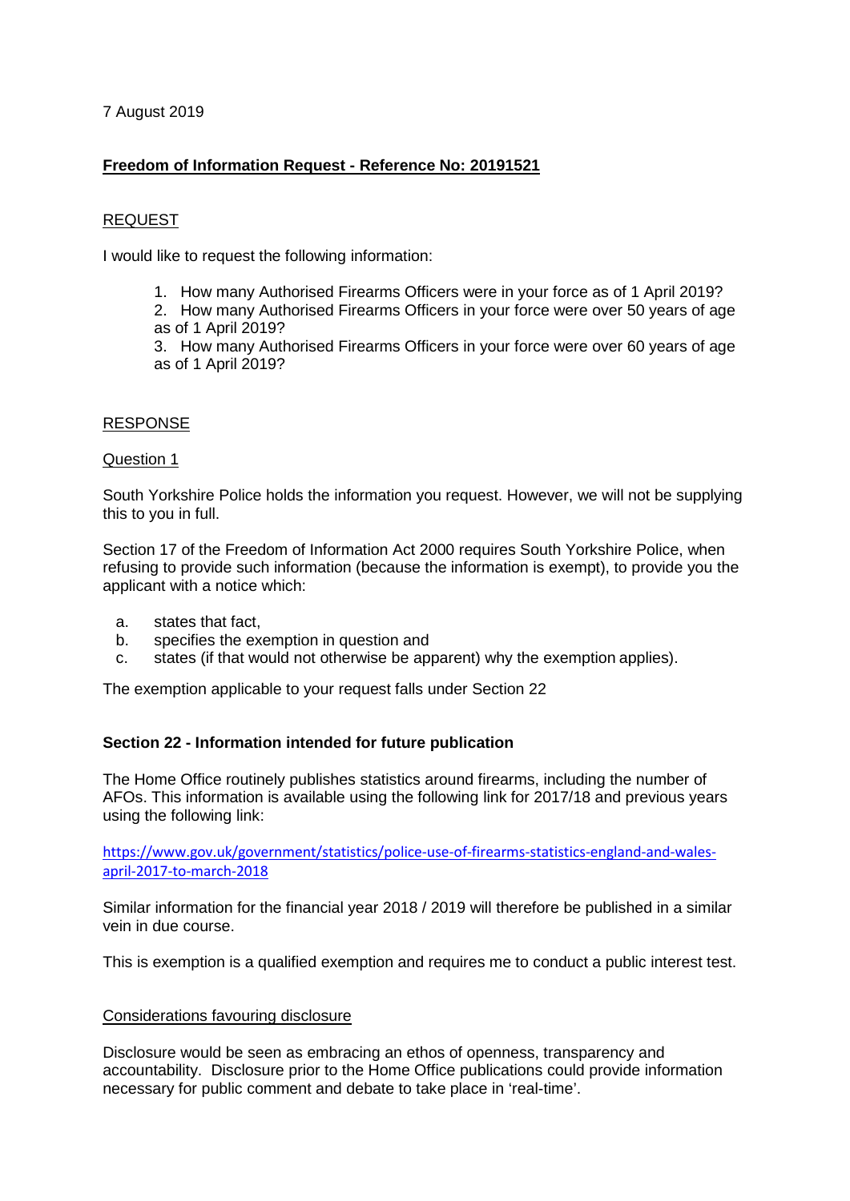7 August 2019

## Freedom of Information Request - Reference No: 20191521

### REQUEST

I would like to request the following information:

1. How many Authorised Firearms Officers were in your force as of 1 April 2019?
2. How many Authorised Firearms Officers in your force were over 50 years of age as of 1 April 2019?
3. How many Authorised Firearms Officers in your force were over 60 years of age as of 1 April 2019?

### RESPONSE

Question 1

South Yorkshire Police holds the information you request. However, we will not be supplying this to you in full.

Section 17 of the Freedom of Information Act 2000 requires South Yorkshire Police, when refusing to provide such information (because the information is exempt), to provide you the applicant with a notice which:

a. states that fact,
b. specifies the exemption in question and
c. states (if that would not otherwise be apparent) why the exemption applies).

The exemption applicable to your request falls under Section 22

**Section 22 - Information intended for future publication**

The Home Office routinely publishes statistics around firearms, including the number of AFOs. This information is available using the following link for 2017/18 and previous years using the following link:

https://www.gov.uk/government/statistics/police-use-of-firearms-statistics-england-and-wales-april-2017-to-march-2018

Similar information for the financial year 2018 / 2019 will therefore be published in a similar vein in due course.

This is exemption is a qualified exemption and requires me to conduct a public interest test.

Considerations favouring disclosure

Disclosure would be seen as embracing an ethos of openness, transparency and accountability. Disclosure prior to the Home Office publications could provide information necessary for public comment and debate to take place in 'real-time'.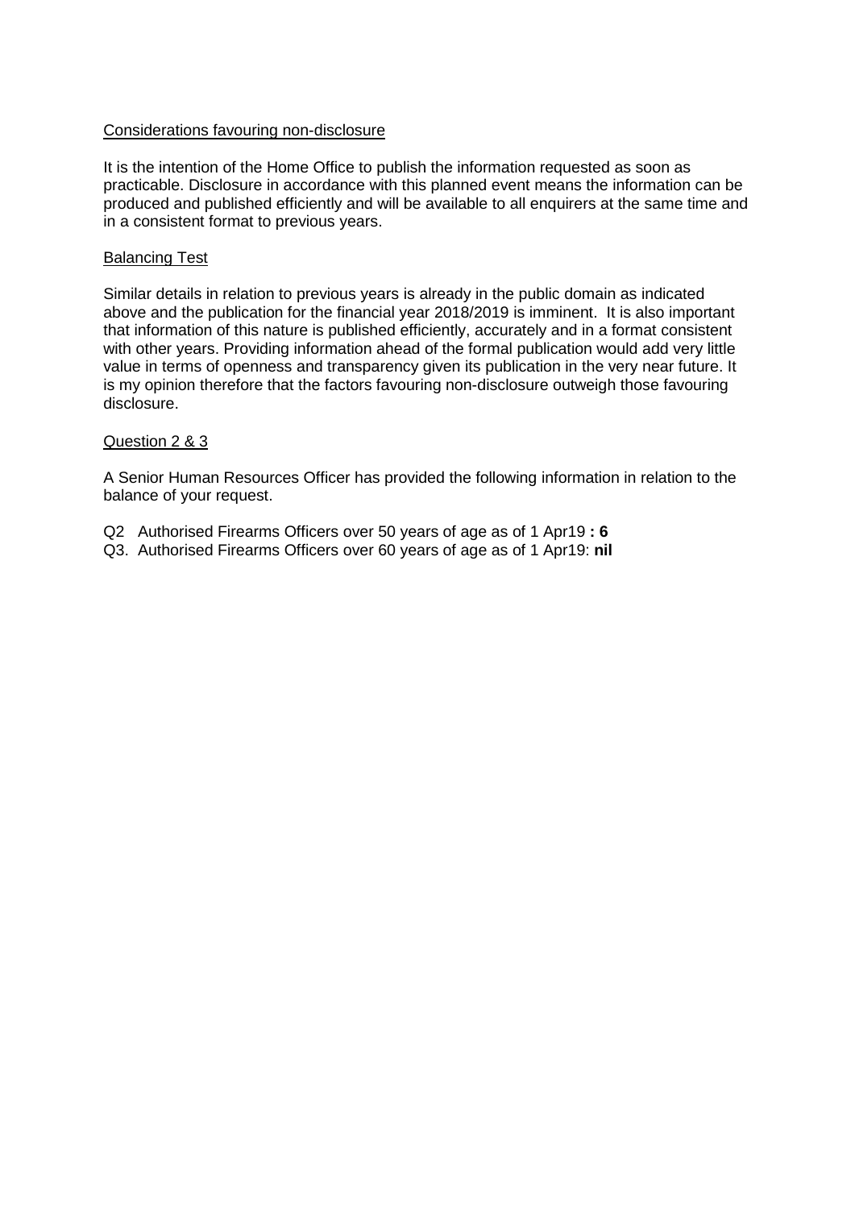Considerations favouring non-disclosure

It is the intention of the Home Office to publish the information requested as soon as practicable. Disclosure in accordance with this planned event means the information can be produced and published efficiently and will be available to all enquirers at the same time and in a consistent format to previous years.

Balancing Test

Similar details in relation to previous years is already in the public domain as indicated above and the publication for the financial year 2018/2019 is imminent. It is also important that information of this nature is published efficiently, accurately and in a format consistent with other years. Providing information ahead of the formal publication would add very little value in terms of openness and transparency given its publication in the very near future. It is my opinion therefore that the factors favouring non-disclosure outweigh those favouring disclosure.

Question 2 & 3

A Senior Human Resources Officer has provided the following information in relation to the balance of your request.

Q2 Authorised Firearms Officers over 50 years of age as of 1 Apr19 **: 6**

Q3. Authorised Firearms Officers over 60 years of age as of 1 Apr19: **nil**